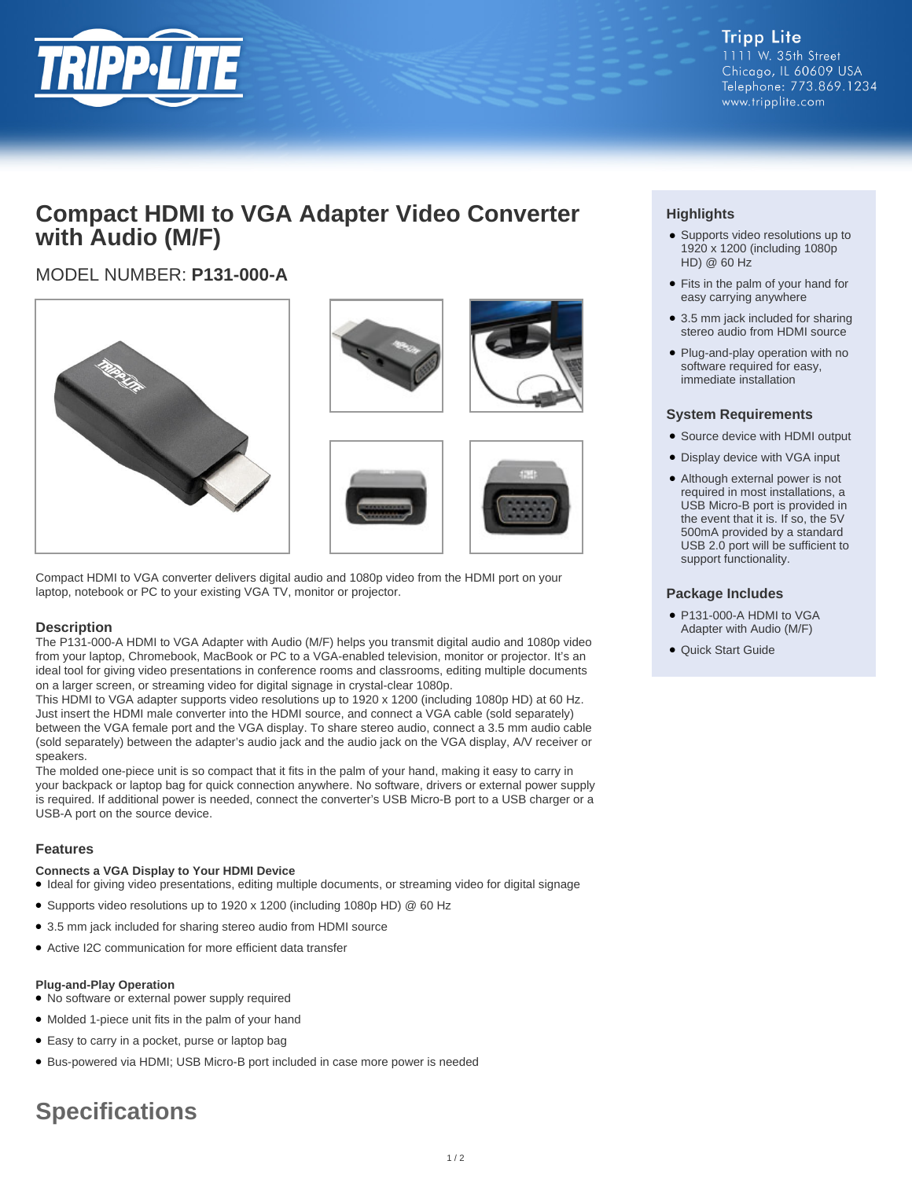Tripp Lite
1111 W. 35th Street
Chicago, IL 60609 USA
Telephone: 773.869.1234
www.tripplite.com

# Compact HDMI to VGA Adapter Video Converter with Audio (M/F)

MODEL NUMBER: **P131-000-A**

Compact HDMI to VGA converter delivers digital audio and 1080p video from the HDMI port on your laptop, notebook or PC to your existing VGA TV, monitor or projector.

## Description

The P131-000-A HDMI to VGA Adapter with Audio (M/F) helps you transmit digital audio and 1080p video from your laptop, Chromebook, MacBook or PC to a VGA-enabled television, monitor or projector. It's an ideal tool for giving video presentations in conference rooms and classrooms, editing multiple documents on a larger screen, or streaming video for digital signage in crystal-clear 1080p.

This HDMI to VGA adapter supports video resolutions up to 1920 x 1200 (including 1080p HD) at 60 Hz. Just insert the HDMI male converter into the HDMI source, and connect a VGA cable (sold separately) between the VGA female port and the VGA display. To share stereo audio, connect a 3.5 mm audio cable (sold separately) between the adapter's audio jack and the audio jack on the VGA display, A/V receiver or speakers.

The molded one-piece unit is so compact that it fits in the palm of your hand, making it easy to carry in your backpack or laptop bag for quick connection anywhere. No software, drivers or external power supply is required. If additional power is needed, connect the converter's USB Micro-B port to a USB charger or a USB-A port on the source device.

## Features

**Connects a VGA Display to Your HDMI Device**

- Ideal for giving video presentations, editing multiple documents, or streaming video for digital signage
- Supports video resolutions up to 1920 x 1200 (including 1080p HD) @ 60 Hz
- 3.5 mm jack included for sharing stereo audio from HDMI source
- Active I2C communication for more efficient data transfer

**Plug-and-Play Operation**

- No software or external power supply required
- Molded 1-piece unit fits in the palm of your hand
- Easy to carry in a pocket, purse or laptop bag
- Bus-powered via HDMI; USB Micro-B port included in case more power is needed

## Highlights

- Supports video resolutions up to 1920 x 1200 (including 1080p HD) @ 60 Hz
- Fits in the palm of your hand for easy carrying anywhere
- 3.5 mm jack included for sharing stereo audio from HDMI source
- Plug-and-play operation with no software required for easy, immediate installation

## System Requirements

- Source device with HDMI output
- Display device with VGA input
- Although external power is not required in most installations, a USB Micro-B port is provided in the event that it is. If so, the 5V 500mA provided by a standard USB 2.0 port will be sufficient to support functionality.

## Package Includes

- P131-000-A HDMI to VGA Adapter with Audio (M/F)
- Quick Start Guide

# Specifications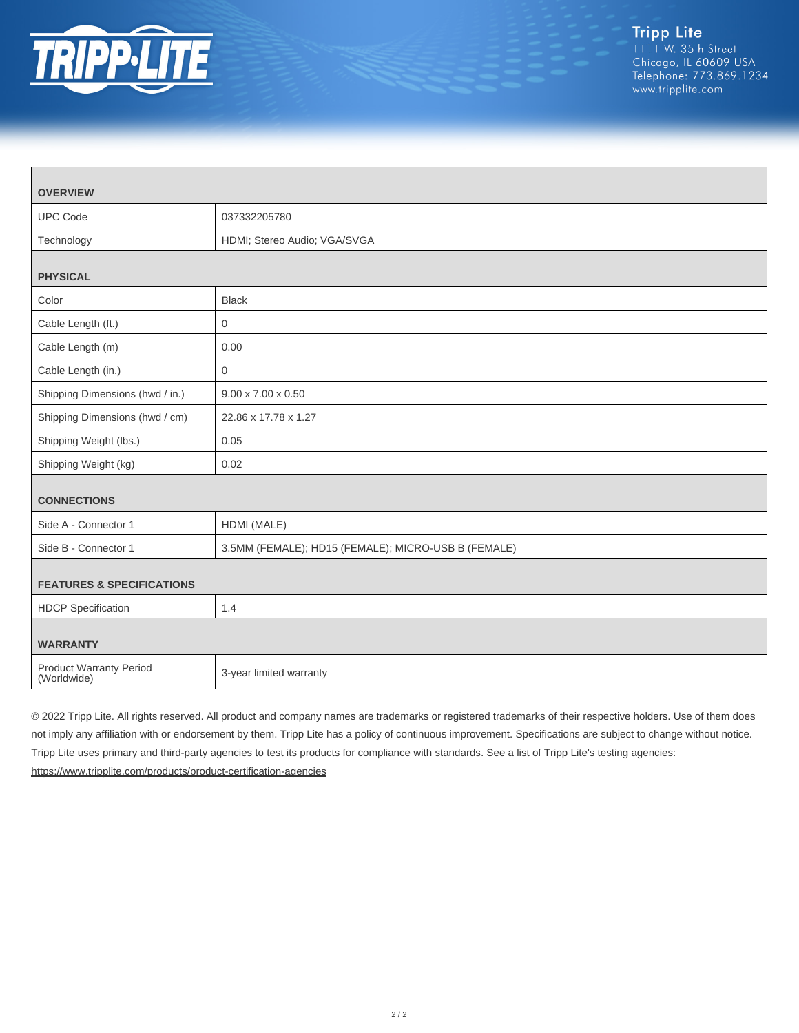Tripp Lite
1111 W. 35th Street
Chicago, IL 60609 USA
Telephone: 773.869.1234
www.tripplite.com

| | |
|---|---|
| **OVERVIEW** | |
| UPC Code | 037332205780 |
| Technology | HDMI; Stereo Audio; VGA/SVGA |
| **PHYSICAL** | |
| Color | Black |
| Cable Length (ft.) | 0 |
| Cable Length (m) | 0.00 |
| Cable Length (in.) | 0 |
| Shipping Dimensions (hwd / in.) | 9.00 x 7.00 x 0.50 |
| Shipping Dimensions (hwd / cm) | 22.86 x 17.78 x 1.27 |
| Shipping Weight (lbs.) | 0.05 |
| Shipping Weight (kg) | 0.02 |
| **CONNECTIONS** | |
| Side A - Connector 1 | HDMI (MALE) |
| Side B - Connector 1 | 3.5MM (FEMALE); HD15 (FEMALE); MICRO-USB B (FEMALE) |
| **FEATURES & SPECIFICATIONS** | |
| HDCP Specification | 1.4 |
| **WARRANTY** | |
| Product Warranty Period (Worldwide) | 3-year limited warranty |

© 2022 Tripp Lite. All rights reserved. All product and company names are trademarks or registered trademarks of their respective holders. Use of them does not imply any affiliation with or endorsement by them. Tripp Lite has a policy of continuous improvement. Specifications are subject to change without notice. Tripp Lite uses primary and third-party agencies to test its products for compliance with standards. See a list of Tripp Lite's testing agencies: https://www.tripplite.com/products/product-certification-agencies